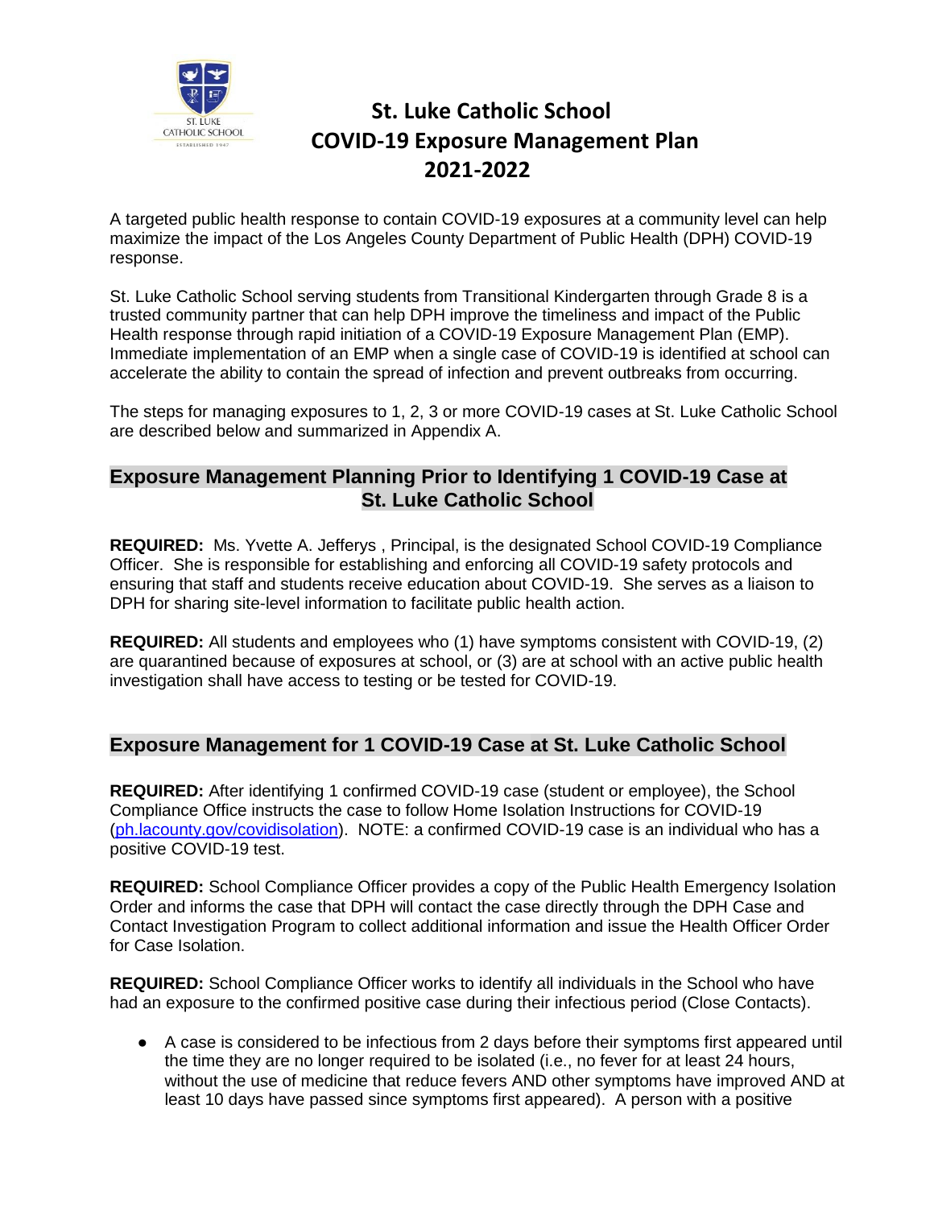# St. Luke Catholic School
# COVID-19 Exposure Management Plan
# 2021-2022

A targeted public health response to contain COVID-19 exposures at a community level can help maximize the impact of the Los Angeles County Department of Public Health (DPH) COVID-19 response.

St. Luke Catholic School serving students from Transitional Kindergarten through Grade 8 is a trusted community partner that can help DPH improve the timeliness and impact of the Public Health response through rapid initiation of a COVID-19 Exposure Management Plan (EMP). Immediate implementation of an EMP when a single case of COVID-19 is identified at school can accelerate the ability to contain the spread of infection and prevent outbreaks from occurring.

The steps for managing exposures to 1, 2, 3 or more COVID-19 cases at St. Luke Catholic School are described below and summarized in Appendix A.

## Exposure Management Planning Prior to Identifying 1 COVID-19 Case at St. Luke Catholic School

**REQUIRED:** Ms. Yvette A. Jefferys , Principal, is the designated School COVID-19 Compliance Officer. She is responsible for establishing and enforcing all COVID-19 safety protocols and ensuring that staff and students receive education about COVID-19. She serves as a liaison to DPH for sharing site-level information to facilitate public health action.

**REQUIRED:** All students and employees who (1) have symptoms consistent with COVID-19, (2) are quarantined because of exposures at school, or (3) are at school with an active public health investigation shall have access to testing or be tested for COVID-19.

## Exposure Management for 1 COVID-19 Case at St. Luke Catholic School

**REQUIRED:** After identifying 1 confirmed COVID-19 case (student or employee), the School Compliance Office instructs the case to follow Home Isolation Instructions for COVID-19 (ph.lacounty.gov/covidisolation). NOTE: a confirmed COVID-19 case is an individual who has a positive COVID-19 test.

**REQUIRED:** School Compliance Officer provides a copy of the Public Health Emergency Isolation Order and informs the case that DPH will contact the case directly through the DPH Case and Contact Investigation Program to collect additional information and issue the Health Officer Order for Case Isolation.

**REQUIRED:** School Compliance Officer works to identify all individuals in the School who have had an exposure to the confirmed positive case during their infectious period (Close Contacts).

- A case is considered to be infectious from 2 days before their symptoms first appeared until the time they are no longer required to be isolated (i.e., no fever for at least 24 hours, without the use of medicine that reduce fevers AND other symptoms have improved AND at least 10 days have passed since symptoms first appeared). A person with a positive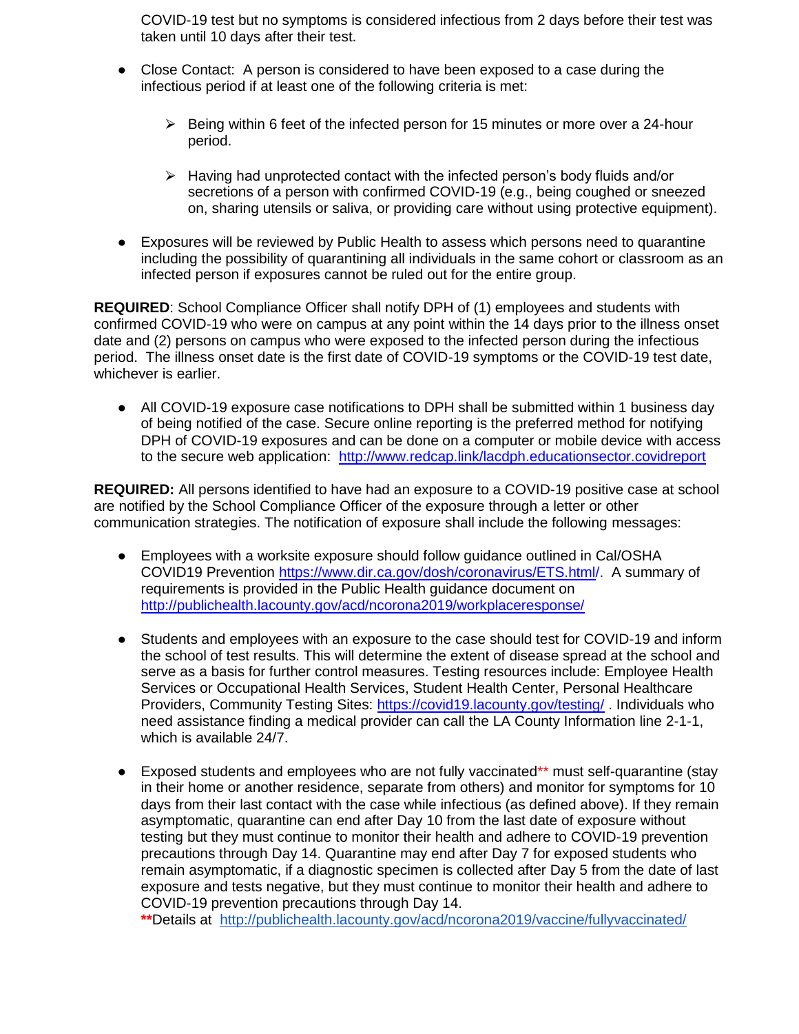COVID-19 test but no symptoms is considered infectious from 2 days before their test was taken until 10 days after their test.

- Close Contact: A person is considered to have been exposed to a case during the infectious period if at least one of the following criteria is met:

  - Being within 6 feet of the infected person for 15 minutes or more over a 24-hour period.

  - Having had unprotected contact with the infected person's body fluids and/or secretions of a person with confirmed COVID-19 (e.g., being coughed or sneezed on, sharing utensils or saliva, or providing care without using protective equipment).

- Exposures will be reviewed by Public Health to assess which persons need to quarantine including the possibility of quarantining all individuals in the same cohort or classroom as an infected person if exposures cannot be ruled out for the entire group.

**REQUIRED**: School Compliance Officer shall notify DPH of (1) employees and students with confirmed COVID-19 who were on campus at any point within the 14 days prior to the illness onset date and (2) persons on campus who were exposed to the infected person during the infectious period. The illness onset date is the first date of COVID-19 symptoms or the COVID-19 test date, whichever is earlier.

- All COVID-19 exposure case notifications to DPH shall be submitted within 1 business day of being notified of the case. Secure online reporting is the preferred method for notifying DPH of COVID-19 exposures and can be done on a computer or mobile device with access to the secure web application: [http://www.redcap.link/lacdph.educationsector.covidreport](http://www.redcap.link/lacdph.educationsector.covidreport)

**REQUIRED:** All persons identified to have had an exposure to a COVID-19 positive case at school are notified by the School Compliance Officer of the exposure through a letter or other communication strategies. The notification of exposure shall include the following messages:

- Employees with a worksite exposure should follow guidance outlined in Cal/OSHA COVID19 Prevention [https://www.dir.ca.gov/dosh/coronavirus/ETS.html/](https://www.dir.ca.gov/dosh/coronavirus/ETS.html/). A summary of requirements is provided in the Public Health guidance document on [http://publichealth.lacounty.gov/acd/ncorona2019/workplaceresponse/](http://publichealth.lacounty.gov/acd/ncorona2019/workplaceresponse/)

- Students and employees with an exposure to the case should test for COVID-19 and inform the school of test results. This will determine the extent of disease spread at the school and serve as a basis for further control measures. Testing resources include: Employee Health Services or Occupational Health Services, Student Health Center, Personal Healthcare Providers, Community Testing Sites: [https://covid19.lacounty.gov/testing/](https://covid19.lacounty.gov/testing/) . Individuals who need assistance finding a medical provider can call the LA County Information line 2-1-1, which is available 24/7.

- Exposed students and employees who are not fully vaccinated** must self-quarantine (stay in their home or another residence, separate from others) and monitor for symptoms for 10 days from their last contact with the case while infectious (as defined above). If they remain asymptomatic, quarantine can end after Day 10 from the last date of exposure without testing but they must continue to monitor their health and adhere to COVID-19 prevention precautions through Day 14. Quarantine may end after Day 7 for exposed students who remain asymptomatic, if a diagnostic specimen is collected after Day 5 from the date of last exposure and tests negative, but they must continue to monitor their health and adhere to COVID-19 prevention precautions through Day 14.
  **Details at [http://publichealth.lacounty.gov/acd/ncorona2019/vaccine/fullyvaccinated/](http://publichealth.lacounty.gov/acd/ncorona2019/vaccine/fullyvaccinated/)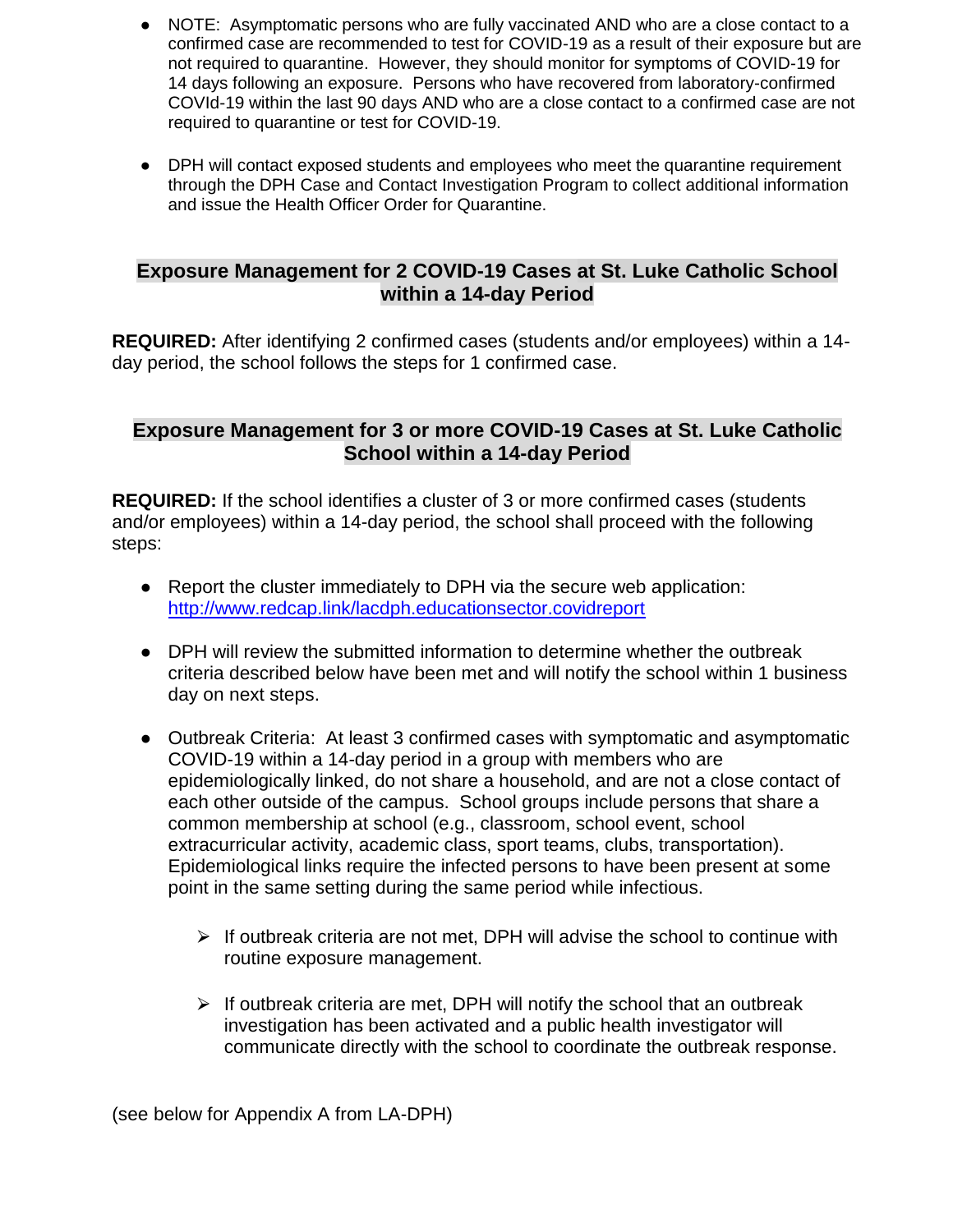- NOTE: Asymptomatic persons who are fully vaccinated AND who are a close contact to a confirmed case are recommended to test for COVID-19 as a result of their exposure but are not required to quarantine. However, they should monitor for symptoms of COVID-19 for 14 days following an exposure. Persons who have recovered from laboratory-confirmed COVId-19 within the last 90 days AND who are a close contact to a confirmed case are not required to quarantine or test for COVID-19.

- DPH will contact exposed students and employees who meet the quarantine requirement through the DPH Case and Contact Investigation Program to collect additional information and issue the Health Officer Order for Quarantine.

## Exposure Management for 2 COVID-19 Cases at St. Luke Catholic School within a 14-day Period

**REQUIRED:** After identifying 2 confirmed cases (students and/or employees) within a 14-day period, the school follows the steps for 1 confirmed case.

## Exposure Management for 3 or more COVID-19 Cases at St. Luke Catholic School within a 14-day Period

**REQUIRED:** If the school identifies a cluster of 3 or more confirmed cases (students and/or employees) within a 14-day period, the school shall proceed with the following steps:

- Report the cluster immediately to DPH via the secure web application: [http://www.redcap.link/lacdph.educationsector.covidreport](http://www.redcap.link/lacdph.educationsector.covidreport)

- DPH will review the submitted information to determine whether the outbreak criteria described below have been met and will notify the school within 1 business day on next steps.

- Outbreak Criteria: At least 3 confirmed cases with symptomatic and asymptomatic COVID-19 within a 14-day period in a group with members who are epidemiologically linked, do not share a household, and are not a close contact of each other outside of the campus. School groups include persons that share a common membership at school (e.g., classroom, school event, school extracurricular activity, academic class, sport teams, clubs, transportation). Epidemiological links require the infected persons to have been present at some point in the same setting during the same period while infectious.

    - If outbreak criteria are not met, DPH will advise the school to continue with routine exposure management.

    - If outbreak criteria are met, DPH will notify the school that an outbreak investigation has been activated and a public health investigator will communicate directly with the school to coordinate the outbreak response.

(see below for Appendix A from LA-DPH)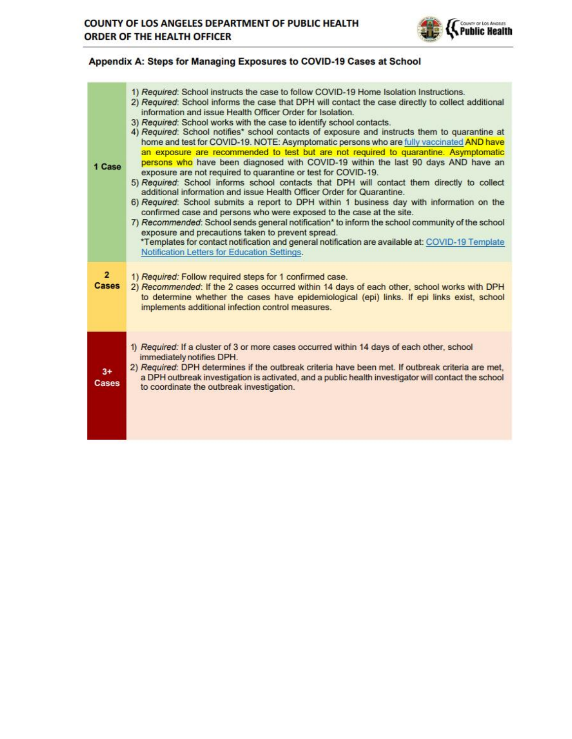# Appendix A: Steps for Managing Exposures to COVID-19 Cases at School

| | |
|---|---|
| **1 Case** | 1) *Required*: School instructs the case to follow COVID-19 Home Isolation Instructions.<br>2) *Required*: School informs the case that DPH will contact the case directly to collect additional information and issue Health Officer Order for Isolation.<br>3) *Required*: School works with the case to identify school contacts.<br>4) *Required*: School notifies* school contacts of exposure and instructs them to quarantine at home and test for COVID-19. NOTE: Asymptomatic persons who are fully vaccinated AND have an exposure are recommended to test but are not required to quarantine. Asymptomatic persons who have been diagnosed with COVID-19 within the last 90 days AND have an exposure are not required to quarantine or test for COVID-19.<br>5) *Required*: School informs school contacts that DPH will contact them directly to collect additional information and issue Health Officer Order for Quarantine.<br>6) *Required*: School submits a report to DPH within 1 business day with information on the confirmed case and persons who were exposed to the case at the site.<br>7) *Recommended*: School sends general notification* to inform the school community of the school exposure and precautions taken to prevent spread.<br>*Templates for contact notification and general notification are available at: COVID-19 Template Notification Letters for Education Settings. |
| **2 Cases** | 1) *Required:* Follow required steps for 1 confirmed case.<br>2) *Recommended*: If the 2 cases occurred within 14 days of each other, school works with DPH to determine whether the cases have epidemiological (epi) links. If epi links exist, school implements additional infection control measures. |
| **3+ Cases** | 1) *Required:* If a cluster of 3 or more cases occurred within 14 days of each other, school immediately notifies DPH.<br>2) *Required*: DPH determines if the outbreak criteria have been met. If outbreak criteria are met, a DPH outbreak investigation is activated, and a public health investigator will contact the school to coordinate the outbreak investigation. |